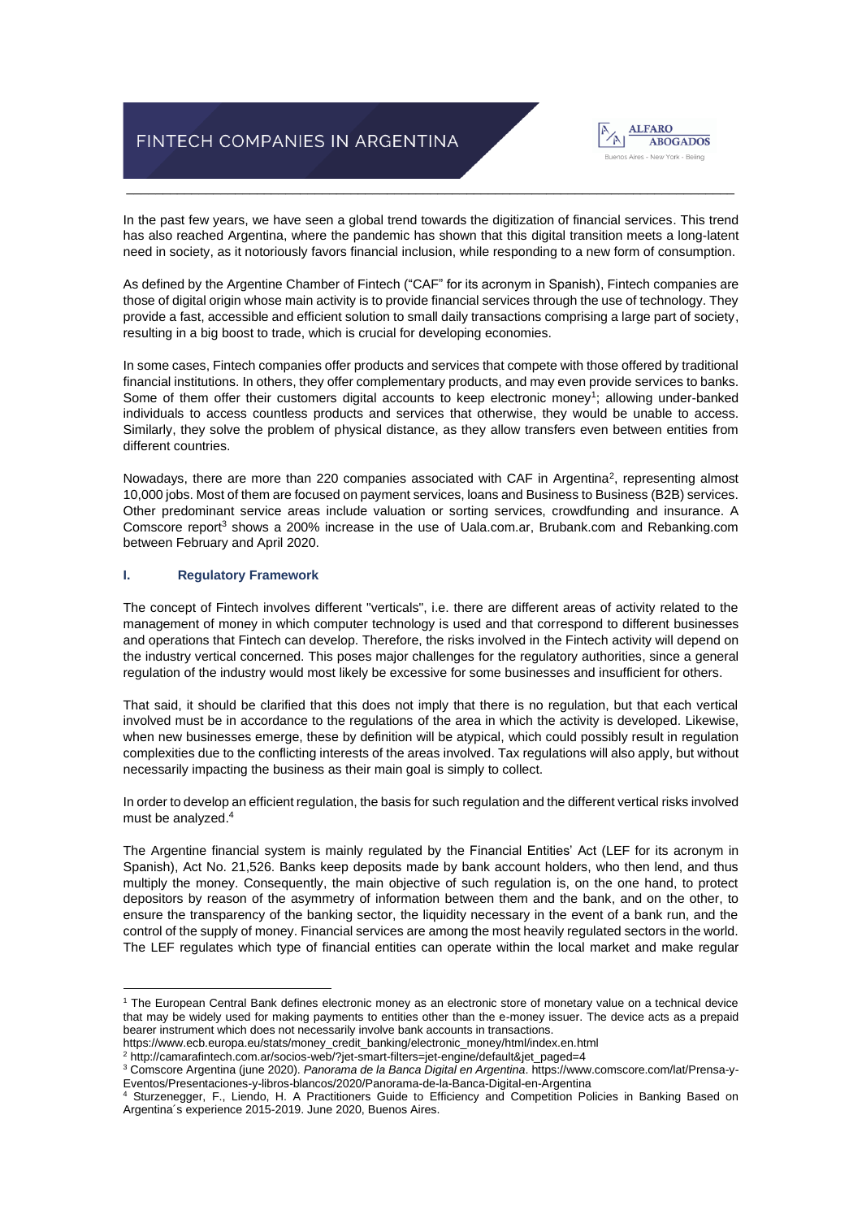# FINTECH COMPANIES IN ARGENTINA

In the past few years, we have seen a global trend towards the digitization of financial services. This trend has also reached Argentina, where the pandemic has shown that this digital transition meets a long-latent need in society, as it notoriously favors financial inclusion, while responding to a new form of consumption.

As defined by the Argentine Chamber of Fintech ("CAF" for its acronym in Spanish), Fintech companies are those of digital origin whose main activity is to provide financial services through the use of technology. They provide a fast, accessible and efficient solution to small daily transactions comprising a large part of society, resulting in a big boost to trade, which is crucial for developing economies.

In some cases, Fintech companies offer products and services that compete with those offered by traditional financial institutions. In others, they offer complementary products, and may even provide services to banks. Some of them offer their customers digital accounts to keep electronic money[1]; allowing under-banked individuals to access countless products and services that otherwise, they would be unable to access. Similarly, they solve the problem of physical distance, as they allow transfers even between entities from different countries.

Nowadays, there are more than 220 companies associated with CAF in Argentina[2], representing almost 10,000 jobs. Most of them are focused on payment services, loans and Business to Business (B2B) services. Other predominant service areas include valuation or sorting services, crowdfunding and insurance. A Comscore report[3] shows a 200% increase in the use of Uala.com.ar, Brubank.com and Rebanking.com between February and April 2020.

## I. Regulatory Framework

The concept of Fintech involves different "verticals", i.e. there are different areas of activity related to the management of money in which computer technology is used and that correspond to different businesses and operations that Fintech can develop. Therefore, the risks involved in the Fintech activity will depend on the industry vertical concerned. This poses major challenges for the regulatory authorities, since a general regulation of the industry would most likely be excessive for some businesses and insufficient for others.

That said, it should be clarified that this does not imply that there is no regulation, but that each vertical involved must be in accordance to the regulations of the area in which the activity is developed. Likewise, when new businesses emerge, these by definition will be atypical, which could possibly result in regulation complexities due to the conflicting interests of the areas involved. Tax regulations will also apply, but without necessarily impacting the business as their main goal is simply to collect.

In order to develop an efficient regulation, the basis for such regulation and the different vertical risks involved must be analyzed.[4]

The Argentine financial system is mainly regulated by the Financial Entities' Act (LEF for its acronym in Spanish), Act No. 21,526. Banks keep deposits made by bank account holders, who then lend, and thus multiply the money. Consequently, the main objective of such regulation is, on the one hand, to protect depositors by reason of the asymmetry of information between them and the bank, and on the other, to ensure the transparency of the banking sector, the liquidity necessary in the event of a bank run, and the control of the supply of money. Financial services are among the most heavily regulated sectors in the world. The LEF regulates which type of financial entities can operate within the local market and make regular

---

[1] The European Central Bank defines electronic money as an electronic store of monetary value on a technical device that may be widely used for making payments to entities other than the e-money issuer. The device acts as a prepaid bearer instrument which does not necessarily involve bank accounts in transactions. https://www.ecb.europa.eu/stats/money_credit_banking/electronic_money/html/index.en.html

[2] http://camarafintech.com.ar/socios-web/?jet-smart-filters=jet-engine/default&jet_paged=4

[3] Comscore Argentina (june 2020). *Panorama de la Banca Digital en Argentina*. https://www.comscore.com/lat/Prensa-y-Eventos/Presentaciones-y-libros-blancos/2020/Panorama-de-la-Banca-Digital-en-Argentina

[4] Sturzenegger, F., Liendo, H. A Practitioners Guide to Efficiency and Competition Policies in Banking Based on Argentina´s experience 2015-2019. June 2020, Buenos Aires.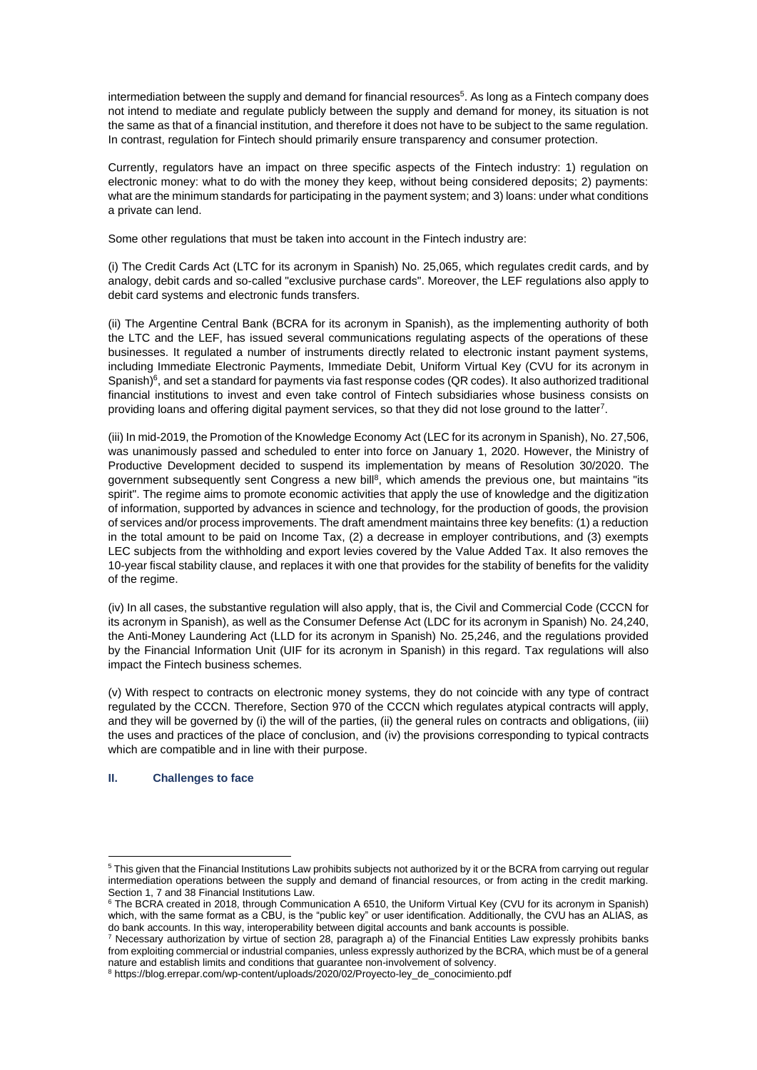intermediation between the supply and demand for financial resources[5]. As long as a Fintech company does not intend to mediate and regulate publicly between the supply and demand for money, its situation is not the same as that of a financial institution, and therefore it does not have to be subject to the same regulation. In contrast, regulation for Fintech should primarily ensure transparency and consumer protection.

Currently, regulators have an impact on three specific aspects of the Fintech industry: 1) regulation on electronic money: what to do with the money they keep, without being considered deposits; 2) payments: what are the minimum standards for participating in the payment system; and 3) loans: under what conditions a private can lend.

Some other regulations that must be taken into account in the Fintech industry are:

(i) The Credit Cards Act (LTC for its acronym in Spanish) No. 25,065, which regulates credit cards, and by analogy, debit cards and so-called "exclusive purchase cards". Moreover, the LEF regulations also apply to debit card systems and electronic funds transfers.

(ii) The Argentine Central Bank (BCRA for its acronym in Spanish), as the implementing authority of both the LTC and the LEF, has issued several communications regulating aspects of the operations of these businesses. It regulated a number of instruments directly related to electronic instant payment systems, including Immediate Electronic Payments, Immediate Debit, Uniform Virtual Key (CVU for its acronym in Spanish)[6], and set a standard for payments via fast response codes (QR codes). It also authorized traditional financial institutions to invest and even take control of Fintech subsidiaries whose business consists on providing loans and offering digital payment services, so that they did not lose ground to the latter[7].

(iii) In mid-2019, the Promotion of the Knowledge Economy Act (LEC for its acronym in Spanish), No. 27,506, was unanimously passed and scheduled to enter into force on January 1, 2020. However, the Ministry of Productive Development decided to suspend its implementation by means of Resolution 30/2020. The government subsequently sent Congress a new bill[8], which amends the previous one, but maintains "its spirit". The regime aims to promote economic activities that apply the use of knowledge and the digitization of information, supported by advances in science and technology, for the production of goods, the provision of services and/or process improvements. The draft amendment maintains three key benefits: (1) a reduction in the total amount to be paid on Income Tax, (2) a decrease in employer contributions, and (3) exempts LEC subjects from the withholding and export levies covered by the Value Added Tax. It also removes the 10-year fiscal stability clause, and replaces it with one that provides for the stability of benefits for the validity of the regime.

(iv) In all cases, the substantive regulation will also apply, that is, the Civil and Commercial Code (CCCN for its acronym in Spanish), as well as the Consumer Defense Act (LDC for its acronym in Spanish) No. 24,240, the Anti-Money Laundering Act (LLD for its acronym in Spanish) No. 25,246, and the regulations provided by the Financial Information Unit (UIF for its acronym in Spanish) in this regard. Tax regulations will also impact the Fintech business schemes.

(v) With respect to contracts on electronic money systems, they do not coincide with any type of contract regulated by the CCCN. Therefore, Section 970 of the CCCN which regulates atypical contracts will apply, and they will be governed by (i) the will of the parties, (ii) the general rules on contracts and obligations, (iii) the uses and practices of the place of conclusion, and (iv) the provisions corresponding to typical contracts which are compatible and in line with their purpose.

## II. Challenges to face

---

[5] This given that the Financial Institutions Law prohibits subjects not authorized by it or the BCRA from carrying out regular intermediation operations between the supply and demand of financial resources, or from acting in the credit marking. Section 1, 7 and 38 Financial Institutions Law.

[6] The BCRA created in 2018, through Communication A 6510, the Uniform Virtual Key (CVU for its acronym in Spanish) which, with the same format as a CBU, is the "public key" or user identification. Additionally, the CVU has an ALIAS, as do bank accounts. In this way, interoperability between digital accounts and bank accounts is possible.

[7] Necessary authorization by virtue of section 28, paragraph a) of the Financial Entities Law expressly prohibits banks from exploiting commercial or industrial companies, unless expressly authorized by the BCRA, which must be of a general nature and establish limits and conditions that guarantee non-involvement of solvency.

[8] https://blog.errepar.com/wp-content/uploads/2020/02/Proyecto-ley_de_conocimiento.pdf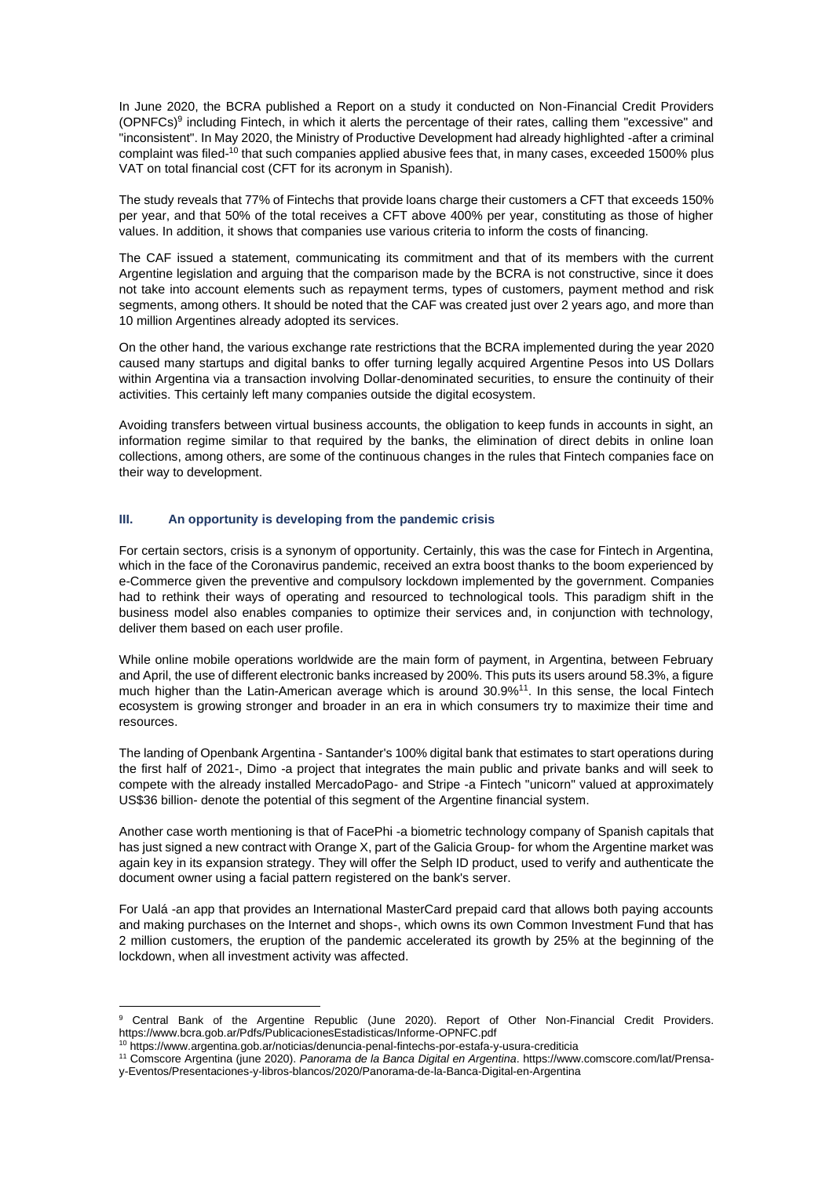In June 2020, the BCRA published a Report on a study it conducted on Non-Financial Credit Providers (OPNFCs)[9] including Fintech, in which it alerts the percentage of their rates, calling them "excessive" and "inconsistent". In May 2020, the Ministry of Productive Development had already highlighted -after a criminal complaint was filed-[10] that such companies applied abusive fees that, in many cases, exceeded 1500% plus VAT on total financial cost (CFT for its acronym in Spanish).

The study reveals that 77% of Fintechs that provide loans charge their customers a CFT that exceeds 150% per year, and that 50% of the total receives a CFT above 400% per year, constituting as those of higher values. In addition, it shows that companies use various criteria to inform the costs of financing.

The CAF issued a statement, communicating its commitment and that of its members with the current Argentine legislation and arguing that the comparison made by the BCRA is not constructive, since it does not take into account elements such as repayment terms, types of customers, payment method and risk segments, among others. It should be noted that the CAF was created just over 2 years ago, and more than 10 million Argentines already adopted its services.

On the other hand, the various exchange rate restrictions that the BCRA implemented during the year 2020 caused many startups and digital banks to offer turning legally acquired Argentine Pesos into US Dollars within Argentina via a transaction involving Dollar-denominated securities, to ensure the continuity of their activities. This certainly left many companies outside the digital ecosystem.

Avoiding transfers between virtual business accounts, the obligation to keep funds in accounts in sight, an information regime similar to that required by the banks, the elimination of direct debits in online loan collections, among others, are some of the continuous changes in the rules that Fintech companies face on their way to development.

### III. An opportunity is developing from the pandemic crisis

For certain sectors, crisis is a synonym of opportunity. Certainly, this was the case for Fintech in Argentina, which in the face of the Coronavirus pandemic, received an extra boost thanks to the boom experienced by e-Commerce given the preventive and compulsory lockdown implemented by the government. Companies had to rethink their ways of operating and resourced to technological tools. This paradigm shift in the business model also enables companies to optimize their services and, in conjunction with technology, deliver them based on each user profile.

While online mobile operations worldwide are the main form of payment, in Argentina, between February and April, the use of different electronic banks increased by 200%. This puts its users around 58.3%, a figure much higher than the Latin-American average which is around 30.9%[11]. In this sense, the local Fintech ecosystem is growing stronger and broader in an era in which consumers try to maximize their time and resources.

The landing of Openbank Argentina - Santander's 100% digital bank that estimates to start operations during the first half of 2021-, Dimo -a project that integrates the main public and private banks and will seek to compete with the already installed MercadoPago- and Stripe -a Fintech "unicorn" valued at approximately US$36 billion- denote the potential of this segment of the Argentine financial system.

Another case worth mentioning is that of FacePhi -a biometric technology company of Spanish capitals that has just signed a new contract with Orange X, part of the Galicia Group- for whom the Argentine market was again key in its expansion strategy. They will offer the Selph ID product, used to verify and authenticate the document owner using a facial pattern registered on the bank's server.

For Ualá -an app that provides an International MasterCard prepaid card that allows both paying accounts and making purchases on the Internet and shops-, which owns its own Common Investment Fund that has 2 million customers, the eruption of the pandemic accelerated its growth by 25% at the beginning of the lockdown, when all investment activity was affected.

---

[9] Central Bank of the Argentine Republic (June 2020). Report of Other Non-Financial Credit Providers. https://www.bcra.gob.ar/Pdfs/PublicacionesEstadisticas/Informe-OPNFC.pdf

[10] https://www.argentina.gob.ar/noticias/denuncia-penal-fintechs-por-estafa-y-usura-crediticia

[11] Comscore Argentina (june 2020). *Panorama de la Banca Digital en Argentina*. https://www.comscore.com/lat/Prensa-y-Eventos/Presentaciones-y-libros-blancos/2020/Panorama-de-la-Banca-Digital-en-Argentina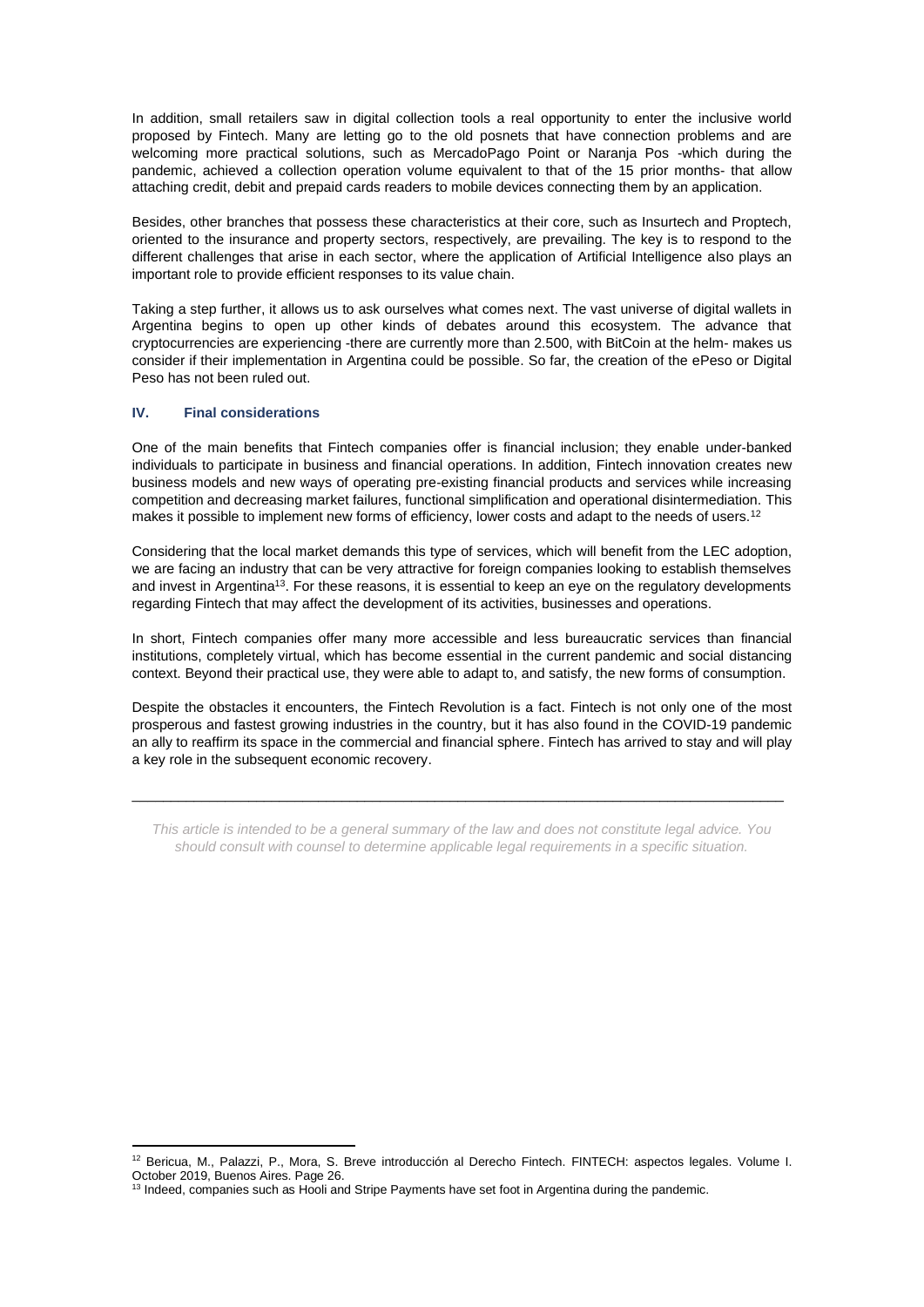In addition, small retailers saw in digital collection tools a real opportunity to enter the inclusive world proposed by Fintech. Many are letting go to the old posnets that have connection problems and are welcoming more practical solutions, such as MercadoPago Point or Naranja Pos -which during the pandemic, achieved a collection operation volume equivalent to that of the 15 prior months- that allow attaching credit, debit and prepaid cards readers to mobile devices connecting them by an application.

Besides, other branches that possess these characteristics at their core, such as Insurtech and Proptech, oriented to the insurance and property sectors, respectively, are prevailing. The key is to respond to the different challenges that arise in each sector, where the application of Artificial Intelligence also plays an important role to provide efficient responses to its value chain.

Taking a step further, it allows us to ask ourselves what comes next. The vast universe of digital wallets in Argentina begins to open up other kinds of debates around this ecosystem. The advance that cryptocurrencies are experiencing -there are currently more than 2.500, with BitCoin at the helm- makes us consider if their implementation in Argentina could be possible. So far, the creation of the ePeso or Digital Peso has not been ruled out.

## IV. Final considerations

One of the main benefits that Fintech companies offer is financial inclusion; they enable under-banked individuals to participate in business and financial operations. In addition, Fintech innovation creates new business models and new ways of operating pre-existing financial products and services while increasing competition and decreasing market failures, functional simplification and operational disintermediation. This makes it possible to implement new forms of efficiency, lower costs and adapt to the needs of users.[12]

Considering that the local market demands this type of services, which will benefit from the LEC adoption, we are facing an industry that can be very attractive for foreign companies looking to establish themselves and invest in Argentina[13]. For these reasons, it is essential to keep an eye on the regulatory developments regarding Fintech that may affect the development of its activities, businesses and operations.

In short, Fintech companies offer many more accessible and less bureaucratic services than financial institutions, completely virtual, which has become essential in the current pandemic and social distancing context. Beyond their practical use, they were able to adapt to, and satisfy, the new forms of consumption.

Despite the obstacles it encounters, the Fintech Revolution is a fact. Fintech is not only one of the most prosperous and fastest growing industries in the country, but it has also found in the COVID-19 pandemic an ally to reaffirm its space in the commercial and financial sphere. Fintech has arrived to stay and will play a key role in the subsequent economic recovery.

---

*This article is intended to be a general summary of the law and does not constitute legal advice. You should consult with counsel to determine applicable legal requirements in a specific situation.*

---

[12] Bericua, M., Palazzi, P., Mora, S. Breve introducción al Derecho Fintech. FINTECH: aspectos legales. Volume I. October 2019, Buenos Aires. Page 26.

[13] Indeed, companies such as Hooli and Stripe Payments have set foot in Argentina during the pandemic.